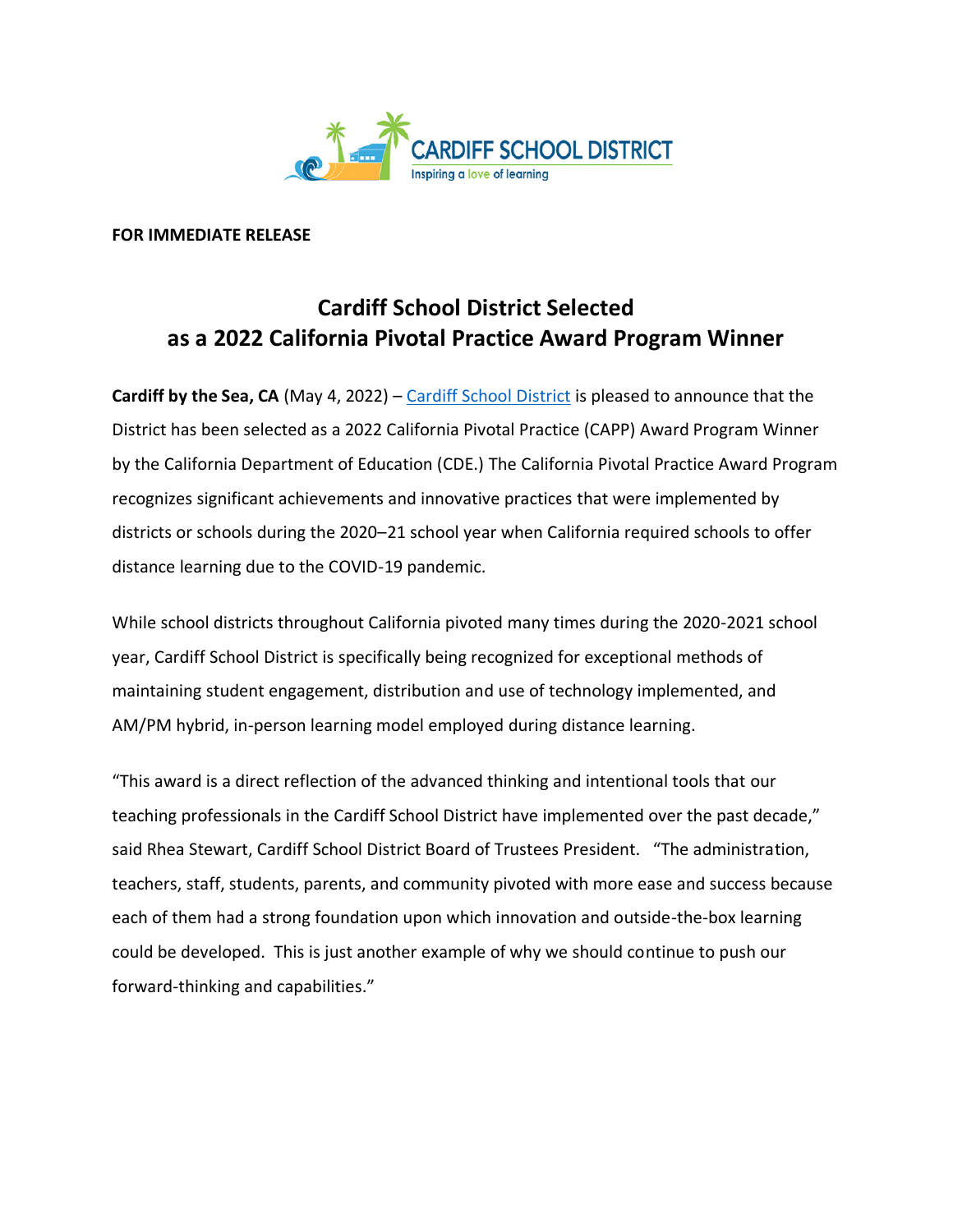CARDIFF SCHOOL DISTRICT
Inspiring a love of learning

**FOR IMMEDIATE RELEASE**

# Cardiff School District Selected as a 2022 California Pivotal Practice Award Program Winner

**Cardiff by the Sea, CA** (May 4, 2022) – Cardiff School District is pleased to announce that the District has been selected as a 2022 California Pivotal Practice (CAPP) Award Program Winner by the California Department of Education (CDE.) The California Pivotal Practice Award Program recognizes significant achievements and innovative practices that were implemented by districts or schools during the 2020–21 school year when California required schools to offer distance learning due to the COVID-19 pandemic.

While school districts throughout California pivoted many times during the 2020-2021 school year, Cardiff School District is specifically being recognized for exceptional methods of maintaining student engagement, distribution and use of technology implemented, and AM/PM hybrid, in-person learning model employed during distance learning.

"This award is a direct reflection of the advanced thinking and intentional tools that our teaching professionals in the Cardiff School District have implemented over the past decade," said Rhea Stewart, Cardiff School District Board of Trustees President. "The administration, teachers, staff, students, parents, and community pivoted with more ease and success because each of them had a strong foundation upon which innovation and outside-the-box learning could be developed. This is just another example of why we should continue to push our forward-thinking and capabilities."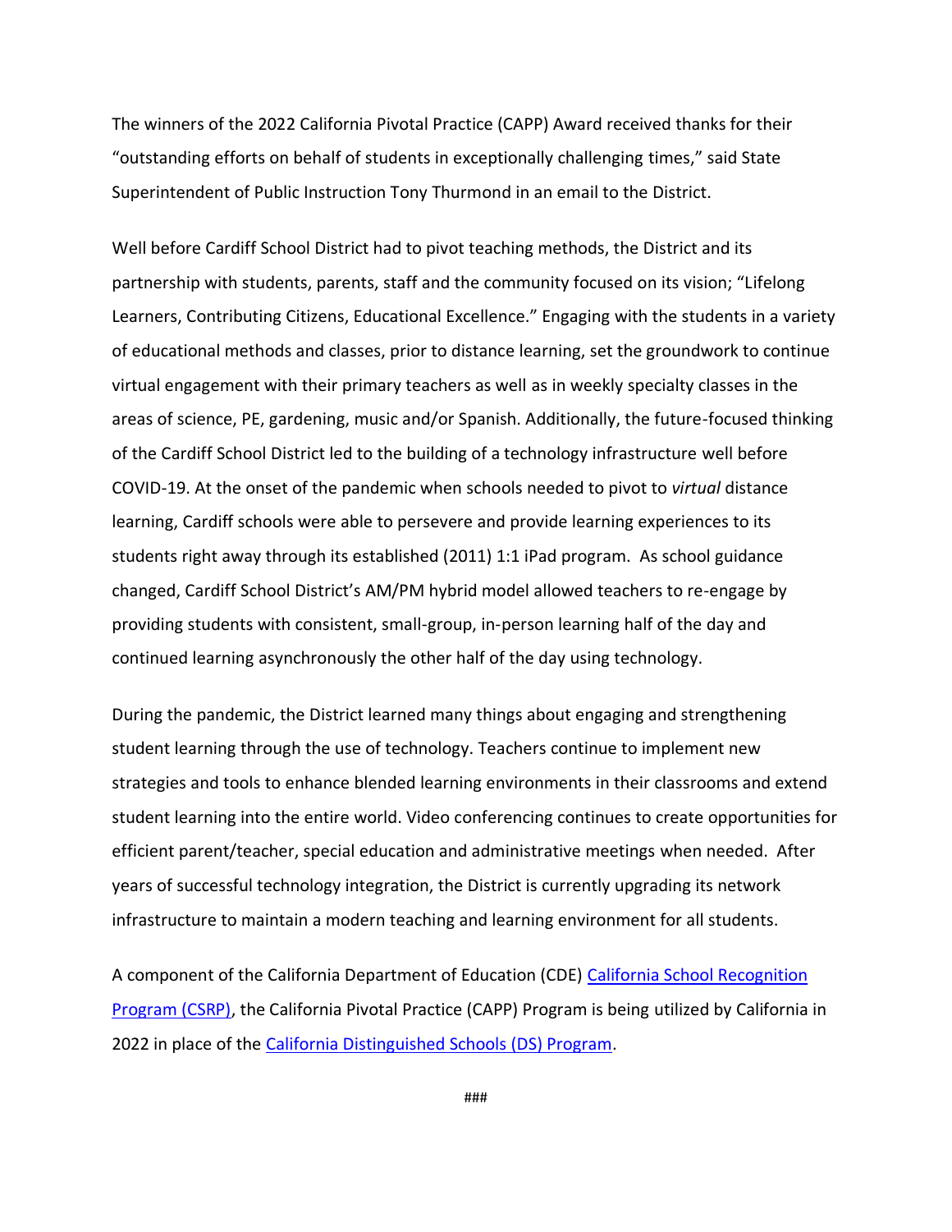The winners of the 2022 California Pivotal Practice (CAPP) Award received thanks for their "outstanding efforts on behalf of students in exceptionally challenging times," said State Superintendent of Public Instruction Tony Thurmond in an email to the District.

Well before Cardiff School District had to pivot teaching methods, the District and its partnership with students, parents, staff and the community focused on its vision; "Lifelong Learners, Contributing Citizens, Educational Excellence." Engaging with the students in a variety of educational methods and classes, prior to distance learning, set the groundwork to continue virtual engagement with their primary teachers as well as in weekly specialty classes in the areas of science, PE, gardening, music and/or Spanish. Additionally, the future-focused thinking of the Cardiff School District led to the building of a technology infrastructure well before COVID-19. At the onset of the pandemic when schools needed to pivot to *virtual* distance learning, Cardiff schools were able to persevere and provide learning experiences to its students right away through its established (2011) 1:1 iPad program. As school guidance changed, Cardiff School District's AM/PM hybrid model allowed teachers to re-engage by providing students with consistent, small-group, in-person learning half of the day and continued learning asynchronously the other half of the day using technology.

During the pandemic, the District learned many things about engaging and strengthening student learning through the use of technology. Teachers continue to implement new strategies and tools to enhance blended learning environments in their classrooms and extend student learning into the entire world. Video conferencing continues to create opportunities for efficient parent/teacher, special education and administrative meetings when needed. After years of successful technology integration, the District is currently upgrading its network infrastructure to maintain a modern teaching and learning environment for all students.

A component of the California Department of Education (CDE) California School Recognition Program (CSRP), the California Pivotal Practice (CAPP) Program is being utilized by California in 2022 in place of the California Distinguished Schools (DS) Program.

###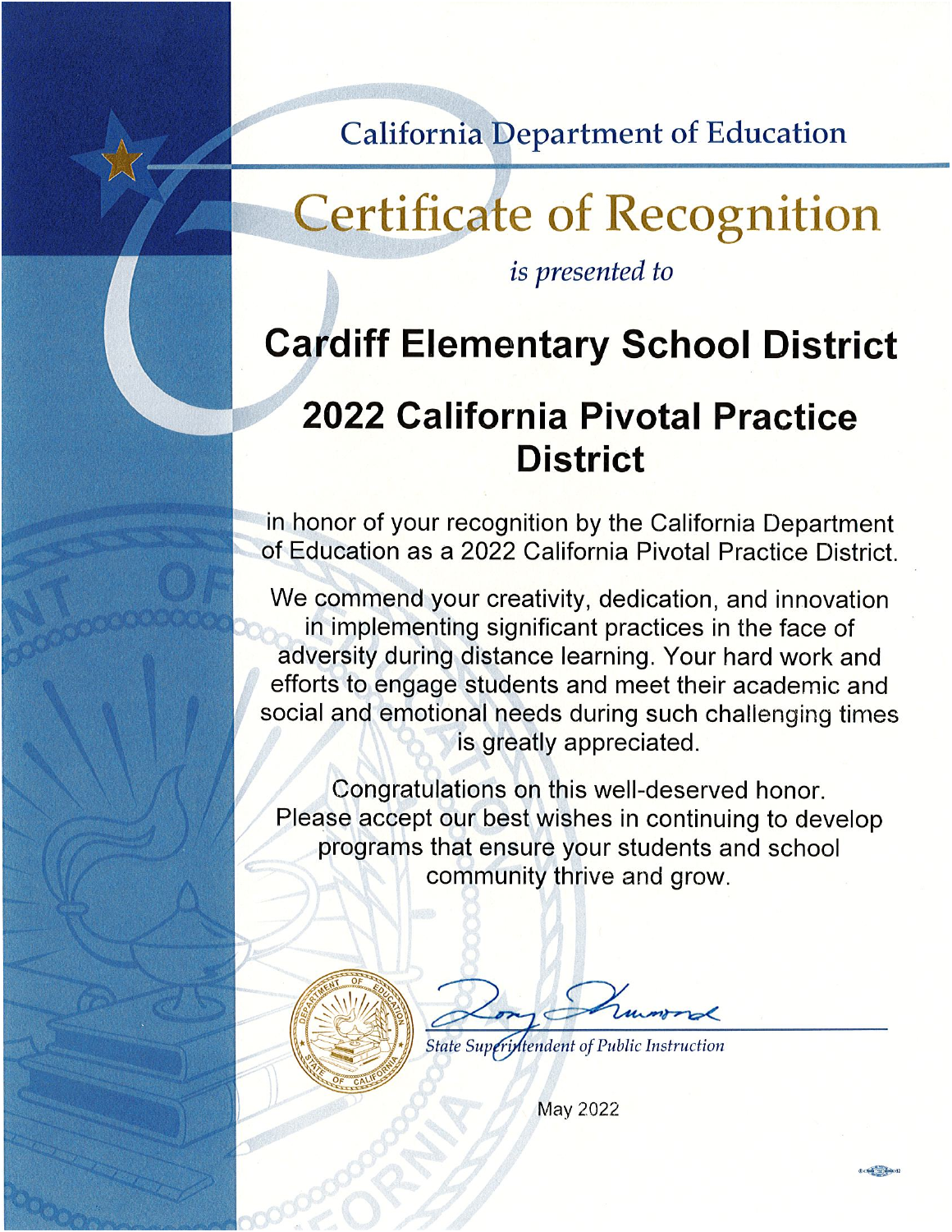California Department of Education

# Certificate of Recognition

*is presented to*

## Cardiff Elementary School District

## 2022 California Pivotal Practice District

in honor of your recognition by the California Department of Education as a 2022 California Pivotal Practice District.

We commend your creativity, dedication, and innovation in implementing significant practices in the face of adversity during distance learning. Your hard work and efforts to engage students and meet their academic and social and emotional needs during such challenging times is greatly appreciated.

Congratulations on this well-deserved honor. Please accept our best wishes in continuing to develop programs that ensure your students and school community thrive and grow.

*State Superintendent of Public Instruction*

May 2022